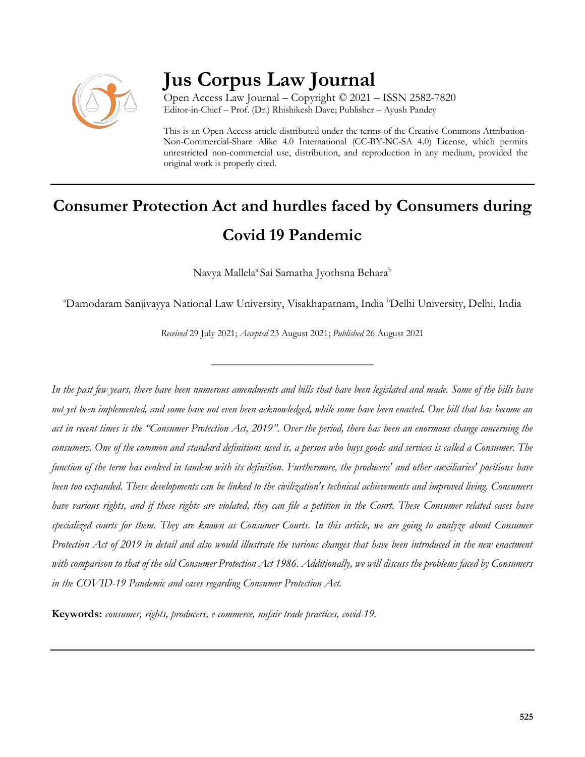# Jus Corpus Law Journal

Open Access Law Journal – Copyright © 2021 – ISSN 2582-7820
Editor-in-Chief – Prof. (Dr.) Rhishikesh Dave; Publisher – Ayush Pandey

This is an Open Access article distributed under the terms of the Creative Commons Attribution-Non-Commercial-Share Alike 4.0 International (CC-BY-NC-SA 4.0) License, which permits unrestricted non-commercial use, distribution, and reproduction in any medium, provided the original work is properly cited.

---

## Consumer Protection Act and hurdles faced by Consumers during Covid 19 Pandemic

Navya Mallela[a] Sai Samatha Jyothsna Behara[b]

[a]Damodaram Sanjivayya National Law University, Visakhapatnam, India [b]Delhi University, Delhi, India

*Received* 29 July 2021; *Accepted* 23 August 2021; *Published* 26 August 2021

---

*In the past few years, there have been numerous amendments and bills that have been legislated and made. Some of the bills have not yet been implemented, and some have not even been acknowledged, while some have been enacted. One bill that has become an act in recent times is the "Consumer Protection Act, 2019". Over the period, there has been an enormous change concerning the consumers. One of the common and standard definitions used is, a person who buys goods and services is called a Consumer. The function of the term has evolved in tandem with its definition. Furthermore, the producers' and other auxiliaries' positions have been too expanded. These developments can be linked to the civilization's technical achievements and improved living. Consumers have various rights, and if these rights are violated, they can file a petition in the Court. These Consumer related cases have specialized courts for them. They are known as Consumer Courts. In this article, we are going to analyze about Consumer Protection Act of 2019 in detail and also would illustrate the various changes that have been introduced in the new enactment with comparison to that of the old Consumer Protection Act 1986. Additionally, we will discuss the problems faced by Consumers in the COVID-19 Pandemic and cases regarding Consumer Protection Act.*

**Keywords:** *consumer, rights, producers, e-commerce, unfair trade practices, covid-19.*

---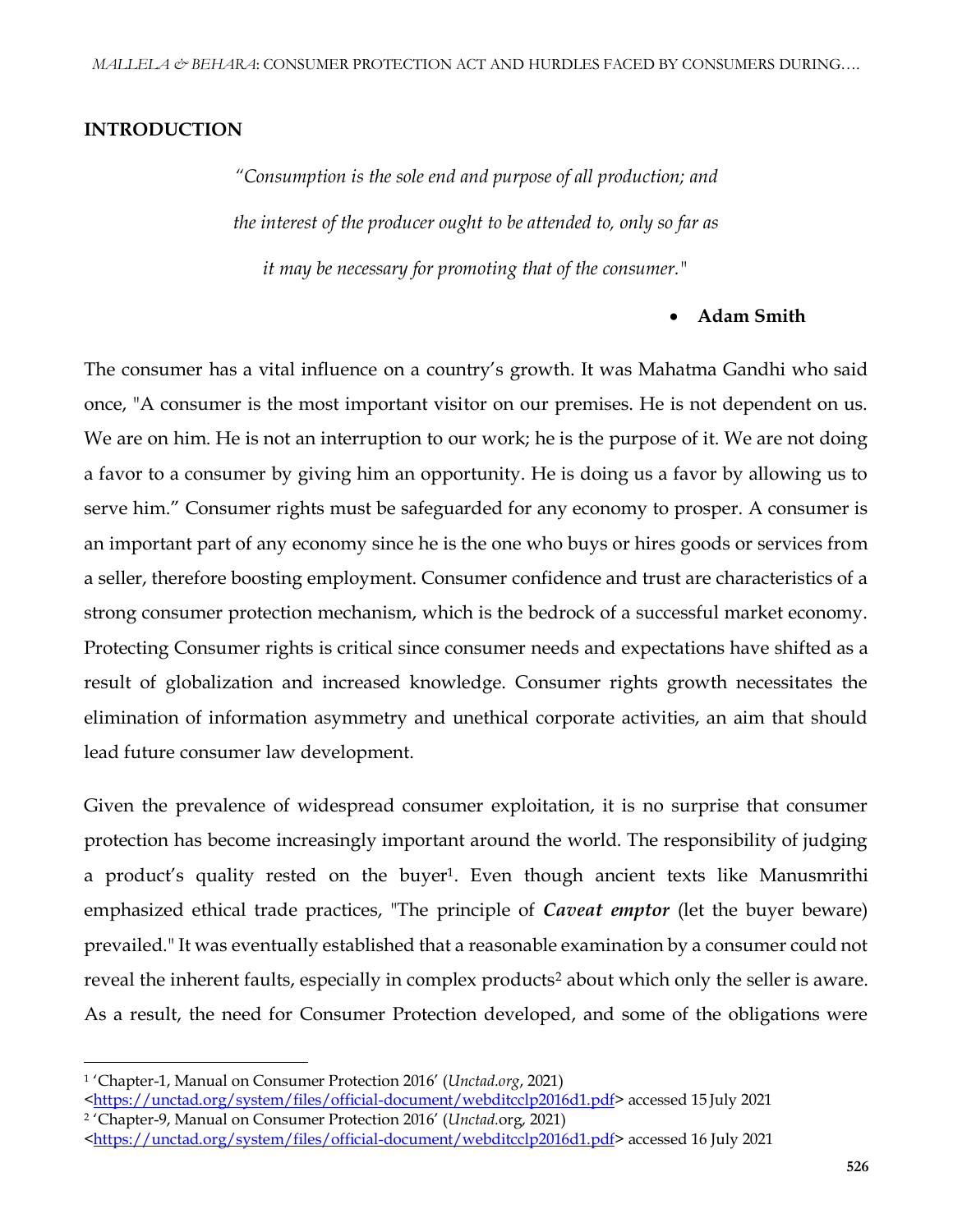## INTRODUCTION

> *"Consumption is the sole end and purpose of all production; and the interest of the producer ought to be attended to, only so far as it may be necessary for promoting that of the consumer."*
>
> - **Adam Smith**

The consumer has a vital influence on a country's growth. It was Mahatma Gandhi who said once, "A consumer is the most important visitor on our premises. He is not dependent on us. We are on him. He is not an interruption to our work; he is the purpose of it. We are not doing a favor to a consumer by giving him an opportunity. He is doing us a favor by allowing us to serve him." Consumer rights must be safeguarded for any economy to prosper. A consumer is an important part of any economy since he is the one who buys or hires goods or services from a seller, therefore boosting employment. Consumer confidence and trust are characteristics of a strong consumer protection mechanism, which is the bedrock of a successful market economy. Protecting Consumer rights is critical since consumer needs and expectations have shifted as a result of globalization and increased knowledge. Consumer rights growth necessitates the elimination of information asymmetry and unethical corporate activities, an aim that should lead future consumer law development.

Given the prevalence of widespread consumer exploitation, it is no surprise that consumer protection has become increasingly important around the world. The responsibility of judging a product's quality rested on the buyer[1]. Even though ancient texts like Manusmrithi emphasized ethical trade practices, "The principle of ***Caveat emptor*** (let the buyer beware) prevailed." It was eventually established that a reasonable examination by a consumer could not reveal the inherent faults, especially in complex products[2] about which only the seller is aware. As a result, the need for Consumer Protection developed, and some of the obligations were

---

[1] 'Chapter-1, Manual on Consumer Protection 2016' (*Unctad.org*, 2021) <https://unctad.org/system/files/official-document/webditcclp2016d1.pdf> accessed 15 July 2021

[2] 'Chapter-9, Manual on Consumer Protection 2016' (*Unctad.*org, 2021) <https://unctad.org/system/files/official-document/webditcclp2016d1.pdf> accessed 16 July 2021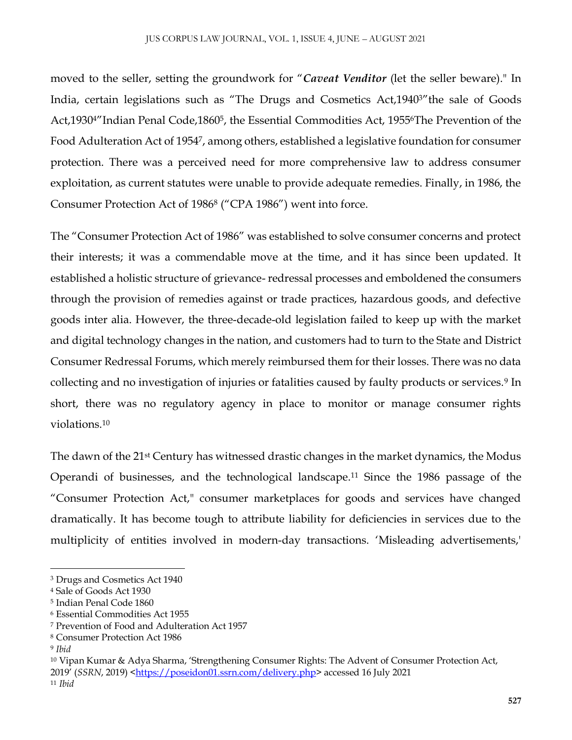moved to the seller, setting the groundwork for "***Caveat Venditor*** (let the seller beware)." In India, certain legislations such as "The Drugs and Cosmetics Act,1940[3]"the sale of Goods Act,1930[4]"Indian Penal Code,1860[5], the Essential Commodities Act, 1955[6]The Prevention of the Food Adulteration Act of 1954[7], among others, established a legislative foundation for consumer protection. There was a perceived need for more comprehensive law to address consumer exploitation, as current statutes were unable to provide adequate remedies. Finally, in 1986, the Consumer Protection Act of 1986[8] ("CPA 1986") went into force.

The "Consumer Protection Act of 1986" was established to solve consumer concerns and protect their interests; it was a commendable move at the time, and it has since been updated. It established a holistic structure of grievance- redressal processes and emboldened the consumers through the provision of remedies against or trade practices, hazardous goods, and defective goods inter alia. However, the three-decade-old legislation failed to keep up with the market and digital technology changes in the nation, and customers had to turn to the State and District Consumer Redressal Forums, which merely reimbursed them for their losses. There was no data collecting and no investigation of injuries or fatalities caused by faulty products or services.[9] In short, there was no regulatory agency in place to monitor or manage consumer rights violations.[10]

The dawn of the 21st Century has witnessed drastic changes in the market dynamics, the Modus Operandi of businesses, and the technological landscape.[11] Since the 1986 passage of the "Consumer Protection Act," consumer marketplaces for goods and services have changed dramatically. It has become tough to attribute liability for deficiencies in services due to the multiplicity of entities involved in modern-day transactions. 'Misleading advertisements,'

---

[3] Drugs and Cosmetics Act 1940

[4] Sale of Goods Act 1930

[5] Indian Penal Code 1860

[6] Essential Commodities Act 1955

[7] Prevention of Food and Adulteration Act 1957

[8] Consumer Protection Act 1986

[9] *Ibid*

[10] Vipan Kumar & Adya Sharma, 'Strengthening Consumer Rights: The Advent of Consumer Protection Act, 2019' (*SSRN*, 2019) <https://poseidon01.ssrn.com/delivery.php> accessed 16 July 2021

[11] *Ibid*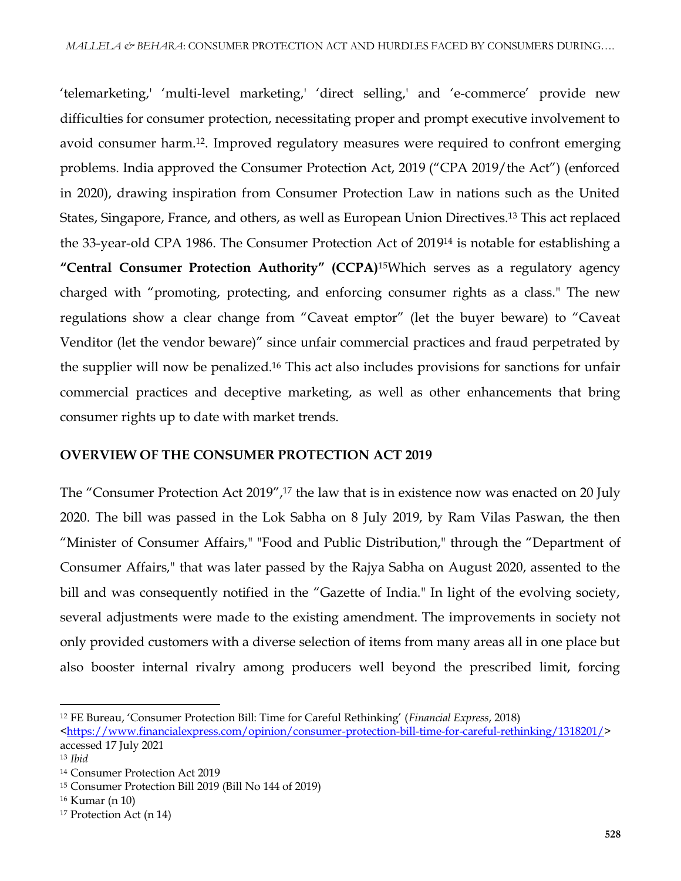'telemarketing,' 'multi-level marketing,' 'direct selling,' and 'e-commerce' provide new difficulties for consumer protection, necessitating proper and prompt executive involvement to avoid consumer harm.[12]. Improved regulatory measures were required to confront emerging problems. India approved the Consumer Protection Act, 2019 ("CPA 2019/the Act") (enforced in 2020), drawing inspiration from Consumer Protection Law in nations such as the United States, Singapore, France, and others, as well as European Union Directives.[13] This act replaced the 33-year-old CPA 1986. The Consumer Protection Act of 2019[14] is notable for establishing a **"Central Consumer Protection Authority" (CCPA)**[15]Which serves as a regulatory agency charged with "promoting, protecting, and enforcing consumer rights as a class." The new regulations show a clear change from "Caveat emptor" (let the buyer beware) to "Caveat Venditor (let the vendor beware)" since unfair commercial practices and fraud perpetrated by the supplier will now be penalized.[16] This act also includes provisions for sanctions for unfair commercial practices and deceptive marketing, as well as other enhancements that bring consumer rights up to date with market trends.

## OVERVIEW OF THE CONSUMER PROTECTION ACT 2019

The "Consumer Protection Act 2019",[17] the law that is in existence now was enacted on 20 July 2020. The bill was passed in the Lok Sabha on 8 July 2019, by Ram Vilas Paswan, the then "Minister of Consumer Affairs," "Food and Public Distribution," through the "Department of Consumer Affairs," that was later passed by the Rajya Sabha on August 2020, assented to the bill and was consequently notified in the "Gazette of India." In light of the evolving society, several adjustments were made to the existing amendment. The improvements in society not only provided customers with a diverse selection of items from many areas all in one place but also booster internal rivalry among producers well beyond the prescribed limit, forcing

---

[12] FE Bureau, 'Consumer Protection Bill: Time for Careful Rethinking' (*Financial Express*, 2018) <https://www.financialexpress.com/opinion/consumer-protection-bill-time-for-careful-rethinking/1318201/> accessed 17 July 2021

[13] *Ibid*

[14] Consumer Protection Act 2019

[15] Consumer Protection Bill 2019 (Bill No 144 of 2019)

[16] Kumar (n 10)

[17] Protection Act (n 14)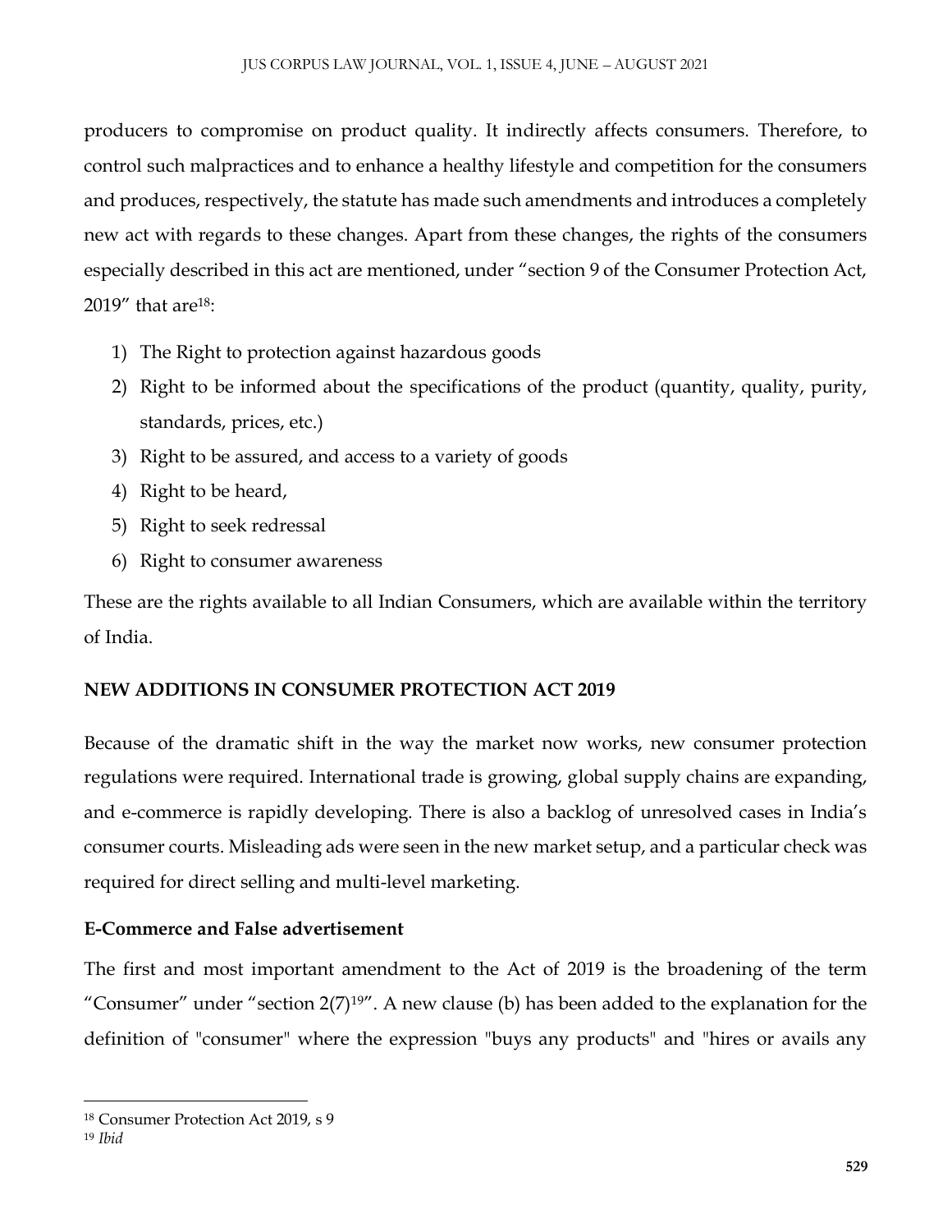producers to compromise on product quality. It indirectly affects consumers. Therefore, to control such malpractices and to enhance a healthy lifestyle and competition for the consumers and produces, respectively, the statute has made such amendments and introduces a completely new act with regards to these changes. Apart from these changes, the rights of the consumers especially described in this act are mentioned, under "section 9 of the Consumer Protection Act, 2019" that are[18]:

1) The Right to protection against hazardous goods
2) Right to be informed about the specifications of the product (quantity, quality, purity, standards, prices, etc.)
3) Right to be assured, and access to a variety of goods
4) Right to be heard,
5) Right to seek redressal
6) Right to consumer awareness

These are the rights available to all Indian Consumers, which are available within the territory of India.

## NEW ADDITIONS IN CONSUMER PROTECTION ACT 2019

Because of the dramatic shift in the way the market now works, new consumer protection regulations were required. International trade is growing, global supply chains are expanding, and e-commerce is rapidly developing. There is also a backlog of unresolved cases in India's consumer courts. Misleading ads were seen in the new market setup, and a particular check was required for direct selling and multi-level marketing.

### E-Commerce and False advertisement

The first and most important amendment to the Act of 2019 is the broadening of the term "Consumer" under "section 2(7)[19]". A new clause (b) has been added to the explanation for the definition of "consumer" where the expression "buys any products" and "hires or avails any

---

[18] Consumer Protection Act 2019, s 9

[19] *Ibid*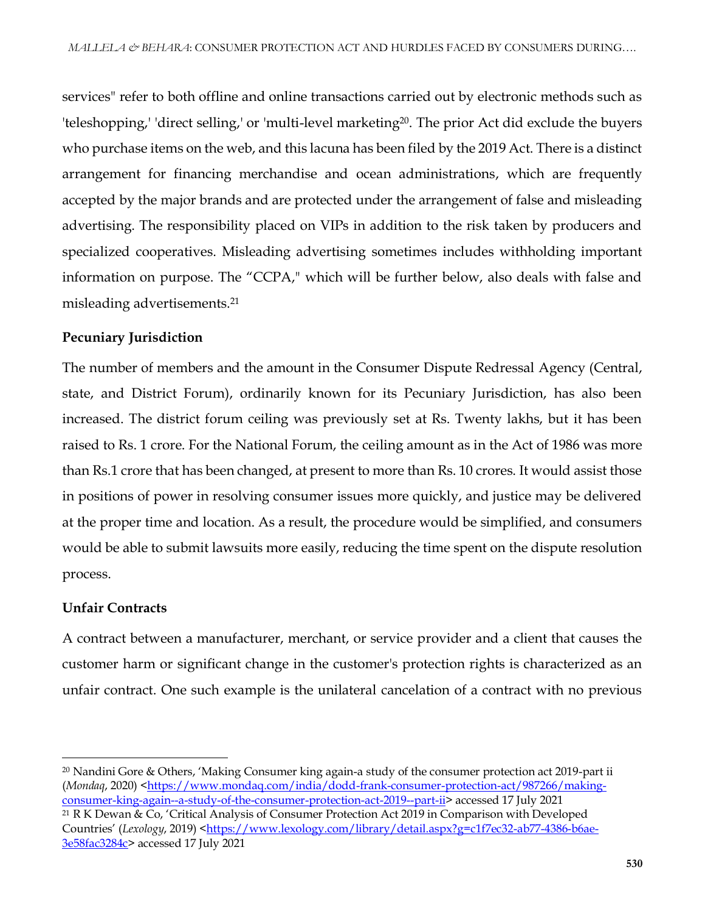services" refer to both offline and online transactions carried out by electronic methods such as 'teleshopping,' 'direct selling,' or 'multi-level marketing[20]. The prior Act did exclude the buyers who purchase items on the web, and this lacuna has been filed by the 2019 Act. There is a distinct arrangement for financing merchandise and ocean administrations, which are frequently accepted by the major brands and are protected under the arrangement of false and misleading advertising. The responsibility placed on VIPs in addition to the risk taken by producers and specialized cooperatives. Misleading advertising sometimes includes withholding important information on purpose. The "CCPA," which will be further below, also deals with false and misleading advertisements.[21]

**Pecuniary Jurisdiction**

The number of members and the amount in the Consumer Dispute Redressal Agency (Central, state, and District Forum), ordinarily known for its Pecuniary Jurisdiction, has also been increased. The district forum ceiling was previously set at Rs. Twenty lakhs, but it has been raised to Rs. 1 crore. For the National Forum, the ceiling amount as in the Act of 1986 was more than Rs.1 crore that has been changed, at present to more than Rs. 10 crores. It would assist those in positions of power in resolving consumer issues more quickly, and justice may be delivered at the proper time and location. As a result, the procedure would be simplified, and consumers would be able to submit lawsuits more easily, reducing the time spent on the dispute resolution process.

**Unfair Contracts**

A contract between a manufacturer, merchant, or service provider and a client that causes the customer harm or significant change in the customer's protection rights is characterized as an unfair contract. One such example is the unilateral cancelation of a contract with no previous

---

[20] Nandini Gore & Others, 'Making Consumer king again-a study of the consumer protection act 2019-part ii (*Mondaq*, 2020) <https://www.mondaq.com/india/dodd-frank-consumer-protection-act/987266/making-consumer-king-again--a-study-of-the-consumer-protection-act-2019--part-ii> accessed 17 July 2021

[21] R K Dewan & Co, 'Critical Analysis of Consumer Protection Act 2019 in Comparison with Developed Countries' (*Lexology*, 2019) <https://www.lexology.com/library/detail.aspx?g=c1f7ec32-ab77-4386-b6ae-3e58fac3284c> accessed 17 July 2021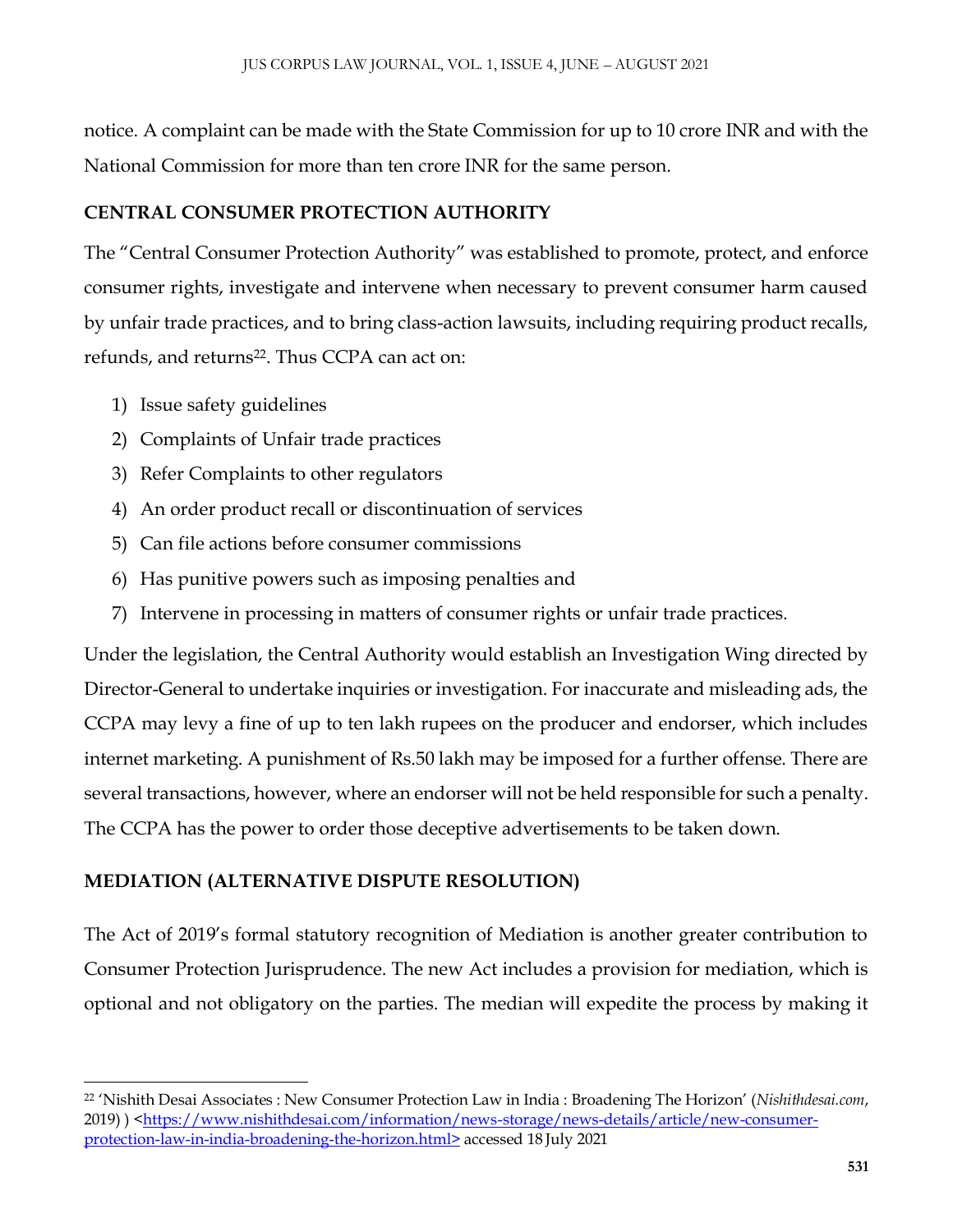notice. A complaint can be made with the State Commission for up to 10 crore INR and with the National Commission for more than ten crore INR for the same person.

## CENTRAL CONSUMER PROTECTION AUTHORITY

The "Central Consumer Protection Authority" was established to promote, protect, and enforce consumer rights, investigate and intervene when necessary to prevent consumer harm caused by unfair trade practices, and to bring class-action lawsuits, including requiring product recalls, refunds, and returns[22]. Thus CCPA can act on:

1) Issue safety guidelines
2) Complaints of Unfair trade practices
3) Refer Complaints to other regulators
4) An order product recall or discontinuation of services
5) Can file actions before consumer commissions
6) Has punitive powers such as imposing penalties and
7) Intervene in processing in matters of consumer rights or unfair trade practices.

Under the legislation, the Central Authority would establish an Investigation Wing directed by Director-General to undertake inquiries or investigation. For inaccurate and misleading ads, the CCPA may levy a fine of up to ten lakh rupees on the producer and endorser, which includes internet marketing. A punishment of Rs.50 lakh may be imposed for a further offense. There are several transactions, however, where an endorser will not be held responsible for such a penalty. The CCPA has the power to order those deceptive advertisements to be taken down.

## MEDIATION (ALTERNATIVE DISPUTE RESOLUTION)

The Act of 2019's formal statutory recognition of Mediation is another greater contribution to Consumer Protection Jurisprudence. The new Act includes a provision for mediation, which is optional and not obligatory on the parties. The median will expedite the process by making it

---

[22] 'Nishith Desai Associates : New Consumer Protection Law in India : Broadening The Horizon' (*Nishithdesai.com*, 2019) ) <https://www.nishithdesai.com/information/news-storage/news-details/article/new-consumer-protection-law-in-india-broadening-the-horizon.html> accessed 18 July 2021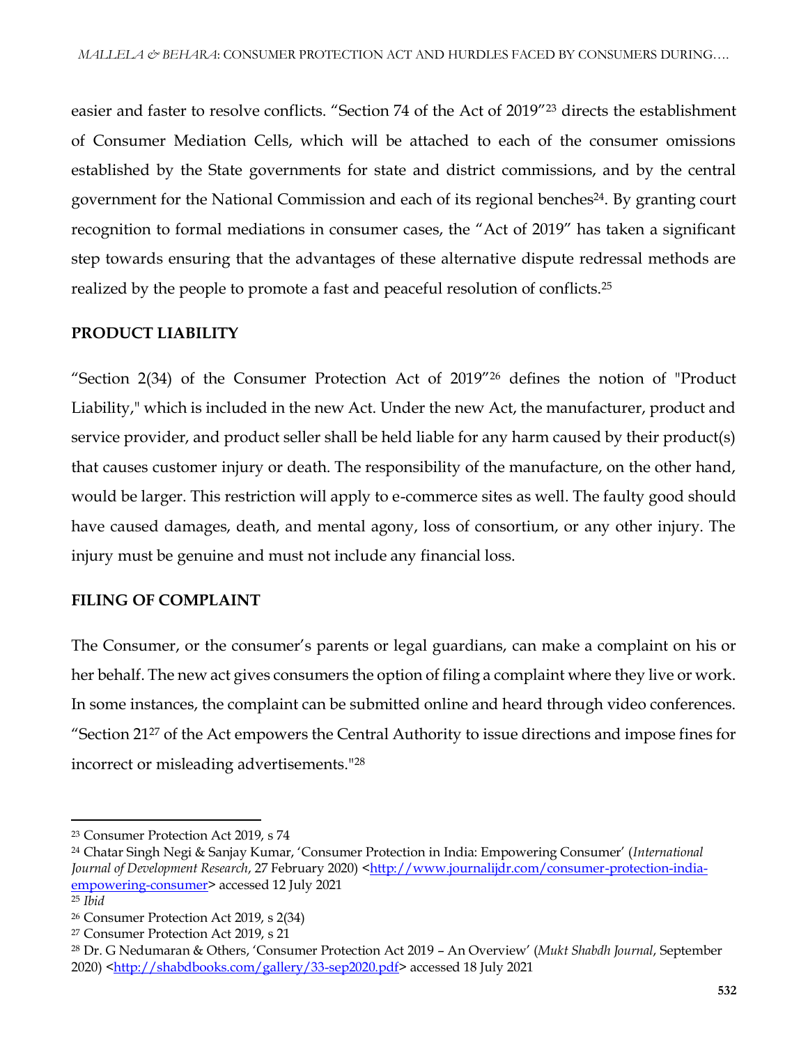easier and faster to resolve conflicts. “Section 74 of the Act of 2019”[23] directs the establishment of Consumer Mediation Cells, which will be attached to each of the consumer omissions established by the State governments for state and district commissions, and by the central government for the National Commission and each of its regional benches[24]. By granting court recognition to formal mediations in consumer cases, the “Act of 2019” has taken a significant step towards ensuring that the advantages of these alternative dispute redressal methods are realized by the people to promote a fast and peaceful resolution of conflicts.[25]

## PRODUCT LIABILITY

“Section 2(34) of the Consumer Protection Act of 2019”[26] defines the notion of "Product Liability," which is included in the new Act. Under the new Act, the manufacturer, product and service provider, and product seller shall be held liable for any harm caused by their product(s) that causes customer injury or death. The responsibility of the manufacture, on the other hand, would be larger. This restriction will apply to e-commerce sites as well. The faulty good should have caused damages, death, and mental agony, loss of consortium, or any other injury. The injury must be genuine and must not include any financial loss.

## FILING OF COMPLAINT

The Consumer, or the consumer’s parents or legal guardians, can make a complaint on his or her behalf. The new act gives consumers the option of filing a complaint where they live or work. In some instances, the complaint can be submitted online and heard through video conferences. “Section 21[27] of the Act empowers the Central Authority to issue directions and impose fines for incorrect or misleading advertisements."[28]

---

[23] Consumer Protection Act 2019, s 74

[24] Chatar Singh Negi & Sanjay Kumar, ‘Consumer Protection in India: Empowering Consumer’ (*International Journal of Development Research*, 27 February 2020) <http://www.journalijdr.com/consumer-protection-india-empowering-consumer> accessed 12 July 2021

[25] *Ibid*

[26] Consumer Protection Act 2019, s 2(34)

[27] Consumer Protection Act 2019, s 21

[28] Dr. G Nedumaran & Others, ‘Consumer Protection Act 2019 – An Overview’ (*Mukt Shabdh Journal*, September 2020) <http://shabdbooks.com/gallery/33-sep2020.pdf> accessed 18 July 2021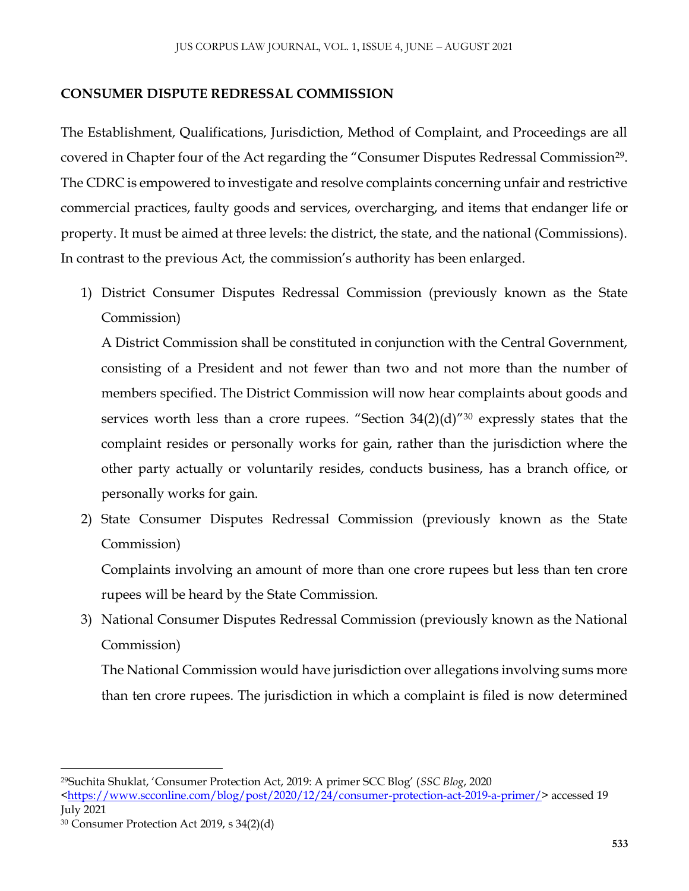**CONSUMER DISPUTE REDRESSAL COMMISSION**

The Establishment, Qualifications, Jurisdiction, Method of Complaint, and Proceedings are all covered in Chapter four of the Act regarding the "Consumer Disputes Redressal Commission[29]. The CDRC is empowered to investigate and resolve complaints concerning unfair and restrictive commercial practices, faulty goods and services, overcharging, and items that endanger life or property. It must be aimed at three levels: the district, the state, and the national (Commissions). In contrast to the previous Act, the commission's authority has been enlarged.

1) District Consumer Disputes Redressal Commission (previously known as the State Commission)

   A District Commission shall be constituted in conjunction with the Central Government, consisting of a President and not fewer than two and not more than the number of members specified. The District Commission will now hear complaints about goods and services worth less than a crore rupees. "Section 34(2)(d)"[30] expressly states that the complaint resides or personally works for gain, rather than the jurisdiction where the other party actually or voluntarily resides, conducts business, has a branch office, or personally works for gain.

2) State Consumer Disputes Redressal Commission (previously known as the State Commission)

   Complaints involving an amount of more than one crore rupees but less than ten crore rupees will be heard by the State Commission.

3) National Consumer Disputes Redressal Commission (previously known as the National Commission)

   The National Commission would have jurisdiction over allegations involving sums more than ten crore rupees. The jurisdiction in which a complaint is filed is now determined

---

[29] Suchita Shuklat, 'Consumer Protection Act, 2019: A primer SCC Blog' (*SSC Blog*, 2020 <https://www.scconline.com/blog/post/2020/12/24/consumer-protection-act-2019-a-primer/> accessed 19 July 2021

[30] Consumer Protection Act 2019, s 34(2)(d)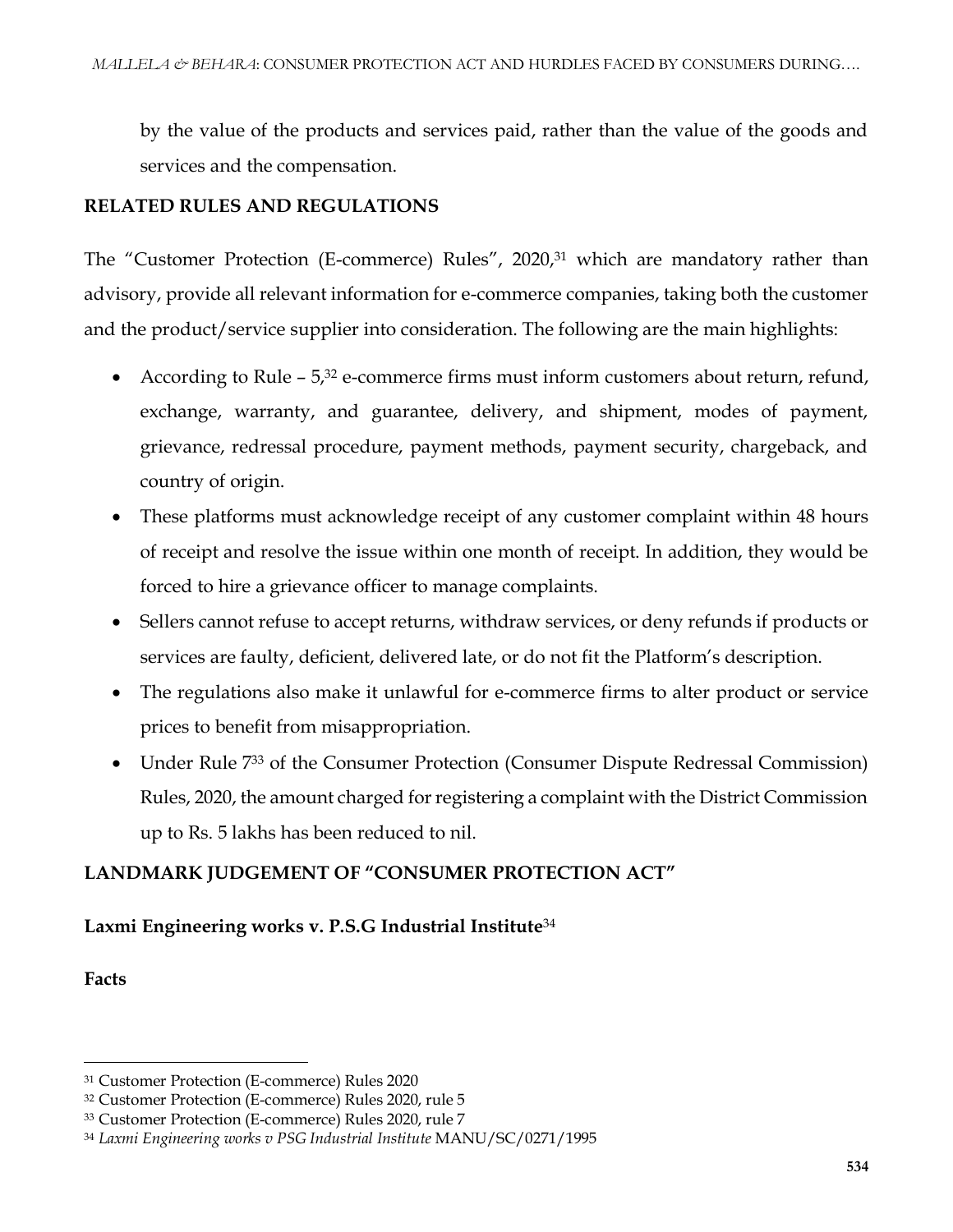by the value of the products and services paid, rather than the value of the goods and services and the compensation.

## RELATED RULES AND REGULATIONS

The "Customer Protection (E-commerce) Rules", 2020,[31] which are mandatory rather than advisory, provide all relevant information for e-commerce companies, taking both the customer and the product/service supplier into consideration. The following are the main highlights:

- According to Rule – 5,[32] e-commerce firms must inform customers about return, refund, exchange, warranty, and guarantee, delivery, and shipment, modes of payment, grievance, redressal procedure, payment methods, payment security, chargeback, and country of origin.
- These platforms must acknowledge receipt of any customer complaint within 48 hours of receipt and resolve the issue within one month of receipt. In addition, they would be forced to hire a grievance officer to manage complaints.
- Sellers cannot refuse to accept returns, withdraw services, or deny refunds if products or services are faulty, deficient, delivered late, or do not fit the Platform's description.
- The regulations also make it unlawful for e-commerce firms to alter product or service prices to benefit from misappropriation.
- Under Rule 7[33] of the Consumer Protection (Consumer Dispute Redressal Commission) Rules, 2020, the amount charged for registering a complaint with the District Commission up to Rs. 5 lakhs has been reduced to nil.

## LANDMARK JUDGEMENT OF "CONSUMER PROTECTION ACT"

### Laxmi Engineering works v. P.S.G Industrial Institute[34]

**Facts**

---

[31] Customer Protection (E-commerce) Rules 2020

[32] Customer Protection (E-commerce) Rules 2020, rule 5

[33] Customer Protection (E-commerce) Rules 2020, rule 7

[34] *Laxmi Engineering works v PSG Industrial Institute* MANU/SC/0271/1995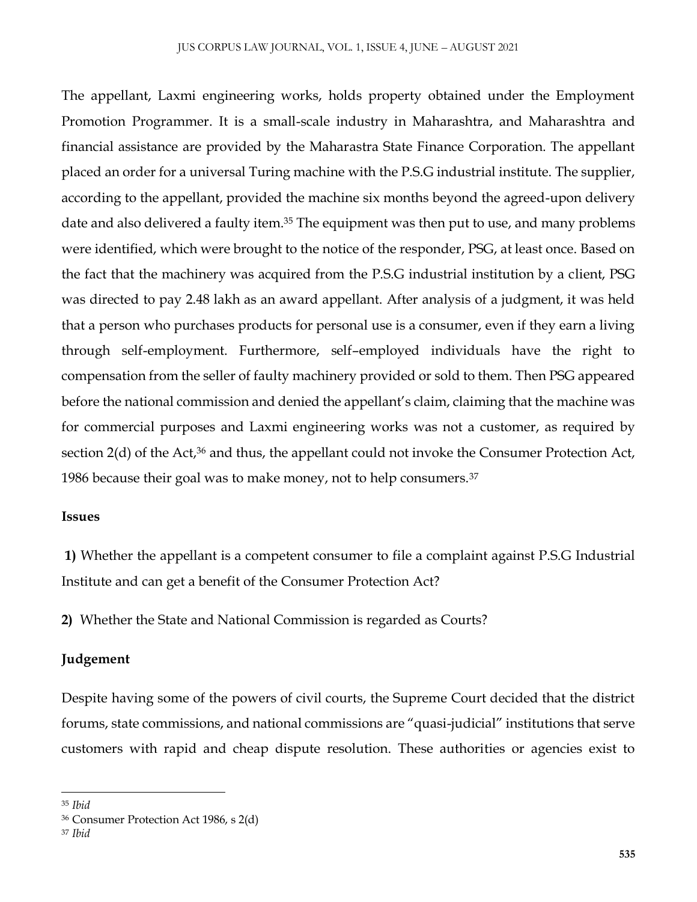The appellant, Laxmi engineering works, holds property obtained under the Employment Promotion Programmer. It is a small-scale industry in Maharashtra, and Maharashtra and financial assistance are provided by the Maharastra State Finance Corporation. The appellant placed an order for a universal Turing machine with the P.S.G industrial institute. The supplier, according to the appellant, provided the machine six months beyond the agreed-upon delivery date and also delivered a faulty item.[35] The equipment was then put to use, and many problems were identified, which were brought to the notice of the responder, PSG, at least once. Based on the fact that the machinery was acquired from the P.S.G industrial institution by a client, PSG was directed to pay 2.48 lakh as an award appellant. After analysis of a judgment, it was held that a person who purchases products for personal use is a consumer, even if they earn a living through self-employment. Furthermore, self–employed individuals have the right to compensation from the seller of faulty machinery provided or sold to them. Then PSG appeared before the national commission and denied the appellant's claim, claiming that the machine was for commercial purposes and Laxmi engineering works was not a customer, as required by section 2(d) of the Act,[36] and thus, the appellant could not invoke the Consumer Protection Act, 1986 because their goal was to make money, not to help consumers.[37]

**Issues**

**1)** Whether the appellant is a competent consumer to file a complaint against P.S.G Industrial Institute and can get a benefit of the Consumer Protection Act?

**2)** Whether the State and National Commission is regarded as Courts?

**Judgement**

Despite having some of the powers of civil courts, the Supreme Court decided that the district forums, state commissions, and national commissions are "quasi-judicial" institutions that serve customers with rapid and cheap dispute resolution. These authorities or agencies exist to

---

[35] *Ibid*

[36] Consumer Protection Act 1986, s 2(d)

[37] *Ibid*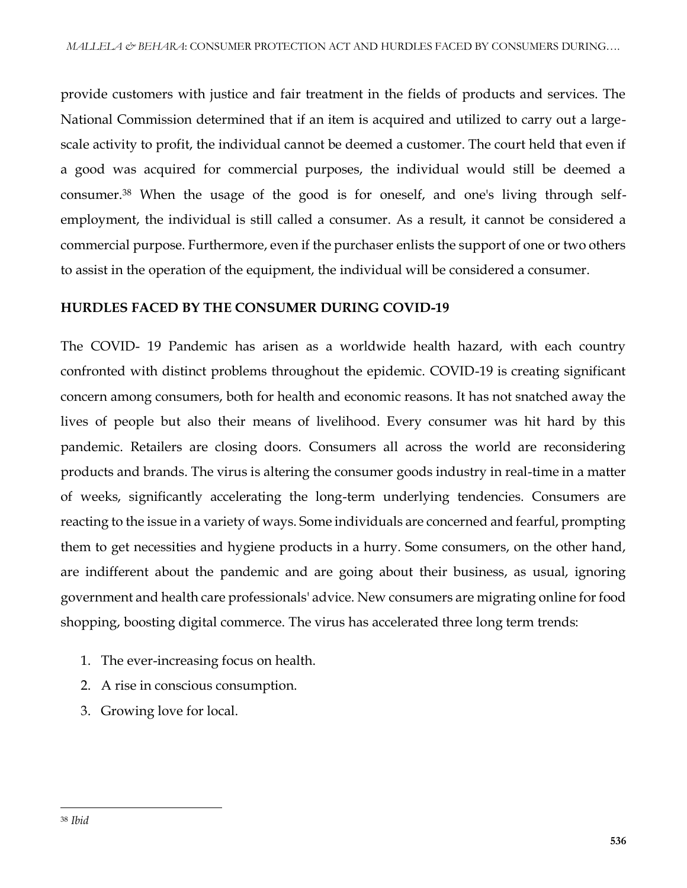provide customers with justice and fair treatment in the fields of products and services. The National Commission determined that if an item is acquired and utilized to carry out a large-scale activity to profit, the individual cannot be deemed a customer. The court held that even if a good was acquired for commercial purposes, the individual would still be deemed a consumer.[38] When the usage of the good is for oneself, and one's living through self-employment, the individual is still called a consumer. As a result, it cannot be considered a commercial purpose. Furthermore, even if the purchaser enlists the support of one or two others to assist in the operation of the equipment, the individual will be considered a consumer.

## HURDLES FACED BY THE CONSUMER DURING COVID-19

The COVID- 19 Pandemic has arisen as a worldwide health hazard, with each country confronted with distinct problems throughout the epidemic. COVID-19 is creating significant concern among consumers, both for health and economic reasons. It has not snatched away the lives of people but also their means of livelihood. Every consumer was hit hard by this pandemic. Retailers are closing doors. Consumers all across the world are reconsidering products and brands. The virus is altering the consumer goods industry in real-time in a matter of weeks, significantly accelerating the long-term underlying tendencies. Consumers are reacting to the issue in a variety of ways. Some individuals are concerned and fearful, prompting them to get necessities and hygiene products in a hurry. Some consumers, on the other hand, are indifferent about the pandemic and are going about their business, as usual, ignoring government and health care professionals' advice. New consumers are migrating online for food shopping, boosting digital commerce. The virus has accelerated three long term trends:

1. The ever-increasing focus on health.
2. A rise in conscious consumption.
3. Growing love for local.

---

[38] *Ibid*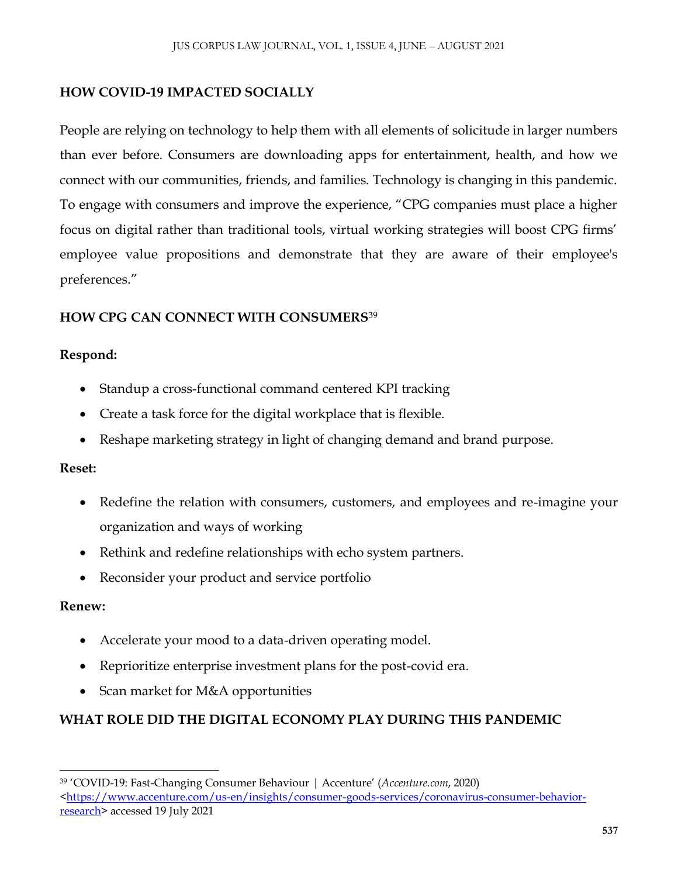## HOW COVID-19 IMPACTED SOCIALLY

People are relying on technology to help them with all elements of solicitude in larger numbers than ever before. Consumers are downloading apps for entertainment, health, and how we connect with our communities, friends, and families. Technology is changing in this pandemic. To engage with consumers and improve the experience, "CPG companies must place a higher focus on digital rather than traditional tools, virtual working strategies will boost CPG firms' employee value propositions and demonstrate that they are aware of their employee's preferences."

## HOW CPG CAN CONNECT WITH CONSUMERS[39]

**Respond:**

- Standup a cross-functional command centered KPI tracking
- Create a task force for the digital workplace that is flexible.
- Reshape marketing strategy in light of changing demand and brand purpose.

**Reset:**

- Redefine the relation with consumers, customers, and employees and re-imagine your organization and ways of working
- Rethink and redefine relationships with echo system partners.
- Reconsider your product and service portfolio

**Renew:**

- Accelerate your mood to a data-driven operating model.
- Reprioritize enterprise investment plans for the post-covid era.
- Scan market for M&A opportunities

## WHAT ROLE DID THE DIGITAL ECONOMY PLAY DURING THIS PANDEMIC

---

[39] 'COVID-19: Fast-Changing Consumer Behaviour | Accenture' (*Accenture.com*, 2020) <https://www.accenture.com/us-en/insights/consumer-goods-services/coronavirus-consumer-behavior-research> accessed 19 July 2021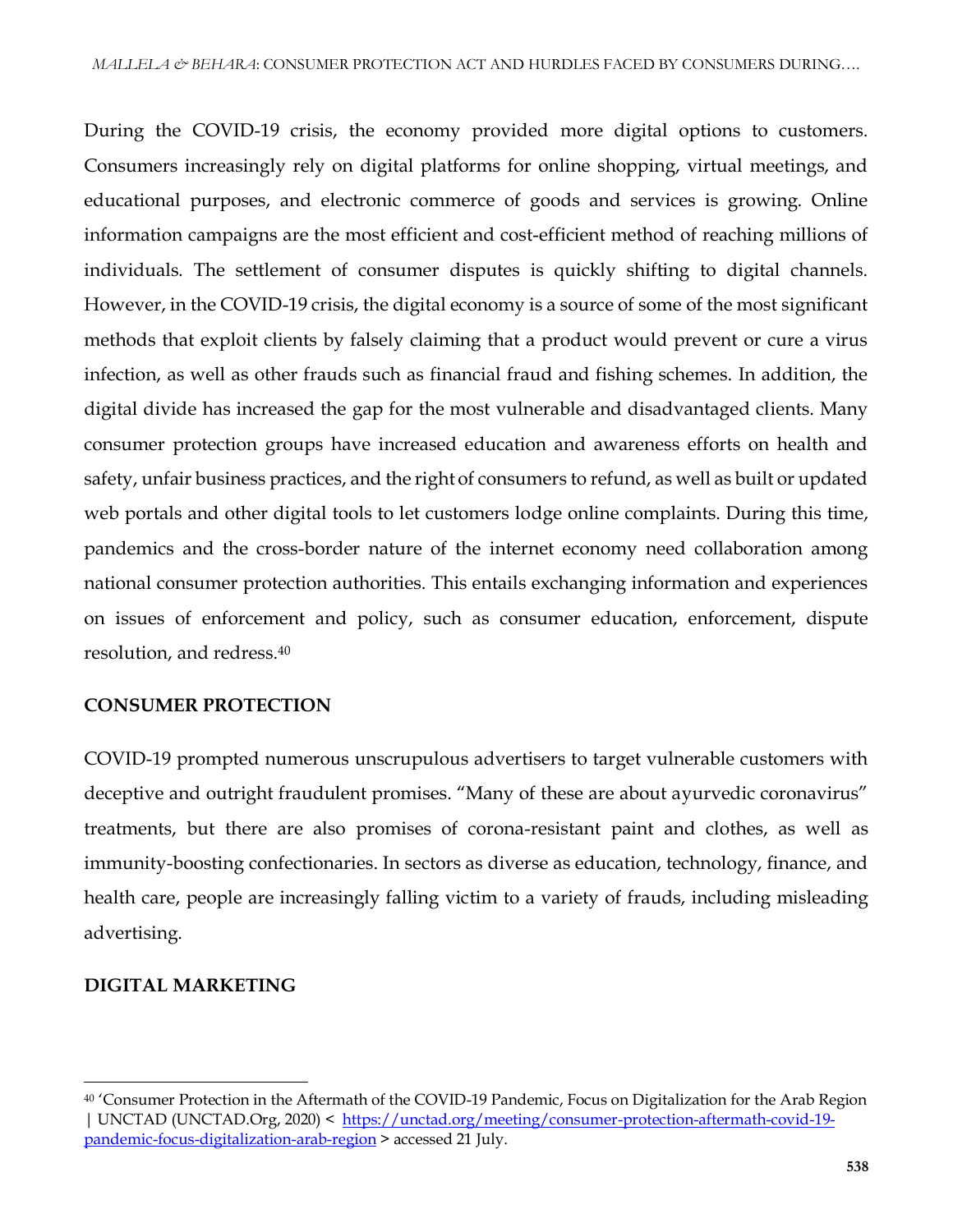During the COVID-19 crisis, the economy provided more digital options to customers. Consumers increasingly rely on digital platforms for online shopping, virtual meetings, and educational purposes, and electronic commerce of goods and services is growing. Online information campaigns are the most efficient and cost-efficient method of reaching millions of individuals. The settlement of consumer disputes is quickly shifting to digital channels. However, in the COVID-19 crisis, the digital economy is a source of some of the most significant methods that exploit clients by falsely claiming that a product would prevent or cure a virus infection, as well as other frauds such as financial fraud and fishing schemes. In addition, the digital divide has increased the gap for the most vulnerable and disadvantaged clients. Many consumer protection groups have increased education and awareness efforts on health and safety, unfair business practices, and the right of consumers to refund, as well as built or updated web portals and other digital tools to let customers lodge online complaints. During this time, pandemics and the cross-border nature of the internet economy need collaboration among national consumer protection authorities. This entails exchanging information and experiences on issues of enforcement and policy, such as consumer education, enforcement, dispute resolution, and redress.[40]

## CONSUMER PROTECTION

COVID-19 prompted numerous unscrupulous advertisers to target vulnerable customers with deceptive and outright fraudulent promises. "Many of these are about ayurvedic coronavirus" treatments, but there are also promises of corona-resistant paint and clothes, as well as immunity-boosting confectionaries. In sectors as diverse as education, technology, finance, and health care, people are increasingly falling victim to a variety of frauds, including misleading advertising.

## DIGITAL MARKETING

---

[40] 'Consumer Protection in the Aftermath of the COVID-19 Pandemic, Focus on Digitalization for the Arab Region | UNCTAD (UNCTAD.Org, 2020) < https://unctad.org/meeting/consumer-protection-aftermath-covid-19-pandemic-focus-digitalization-arab-region > accessed 21 July.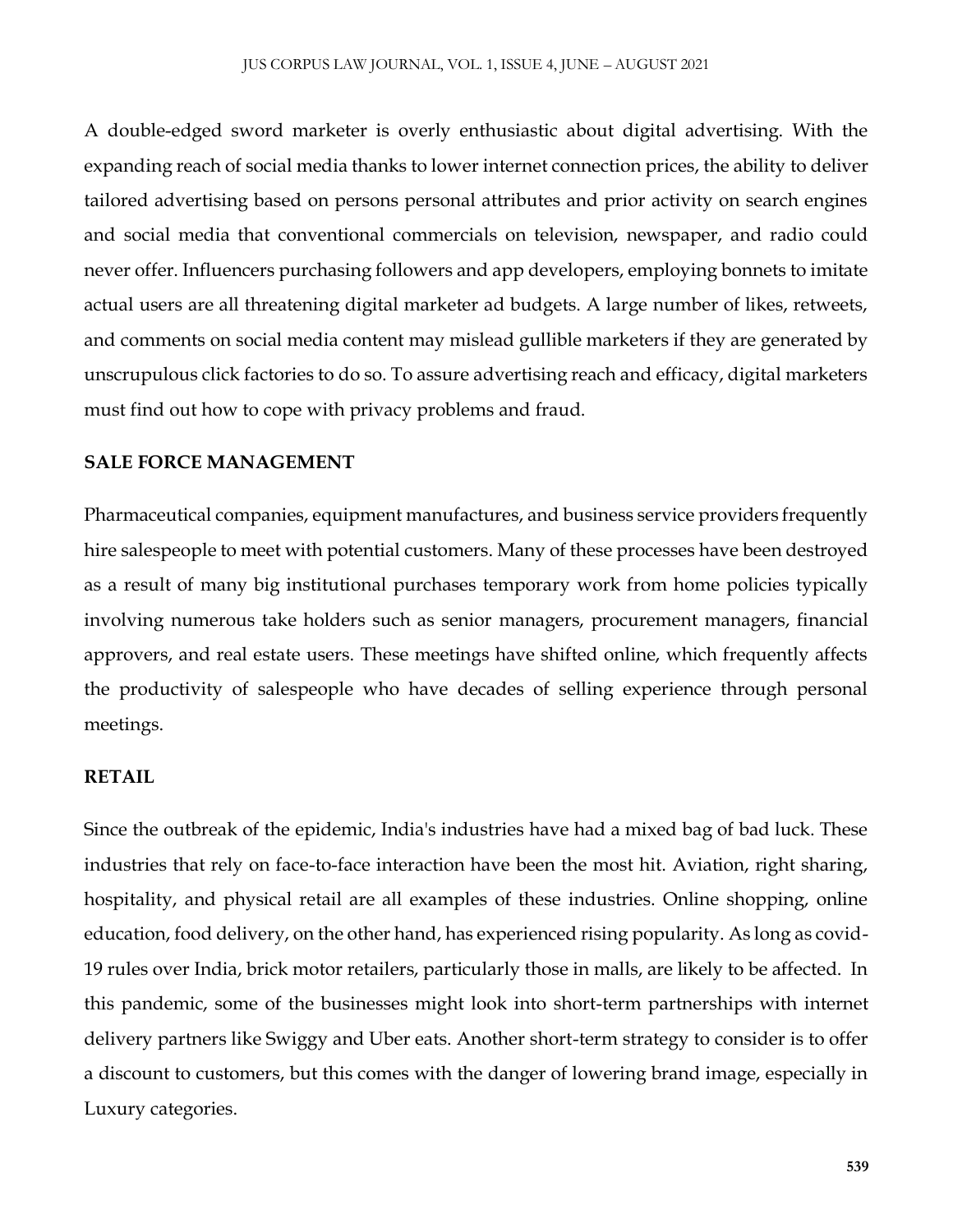A double-edged sword marketer is overly enthusiastic about digital advertising. With the expanding reach of social media thanks to lower internet connection prices, the ability to deliver tailored advertising based on persons personal attributes and prior activity on search engines and social media that conventional commercials on television, newspaper, and radio could never offer. Influencers purchasing followers and app developers, employing bonnets to imitate actual users are all threatening digital marketer ad budgets. A large number of likes, retweets, and comments on social media content may mislead gullible marketers if they are generated by unscrupulous click factories to do so. To assure advertising reach and efficacy, digital marketers must find out how to cope with privacy problems and fraud.

**SALE FORCE MANAGEMENT**

Pharmaceutical companies, equipment manufactures, and business service providers frequently hire salespeople to meet with potential customers. Many of these processes have been destroyed as a result of many big institutional purchases temporary work from home policies typically involving numerous take holders such as senior managers, procurement managers, financial approvers, and real estate users. These meetings have shifted online, which frequently affects the productivity of salespeople who have decades of selling experience through personal meetings.

**RETAIL**

Since the outbreak of the epidemic, India's industries have had a mixed bag of bad luck. These industries that rely on face-to-face interaction have been the most hit. Aviation, right sharing, hospitality, and physical retail are all examples of these industries. Online shopping, online education, food delivery, on the other hand, has experienced rising popularity. As long as covid-19 rules over India, brick motor retailers, particularly those in malls, are likely to be affected. In this pandemic, some of the businesses might look into short-term partnerships with internet delivery partners like Swiggy and Uber eats. Another short-term strategy to consider is to offer a discount to customers, but this comes with the danger of lowering brand image, especially in Luxury categories.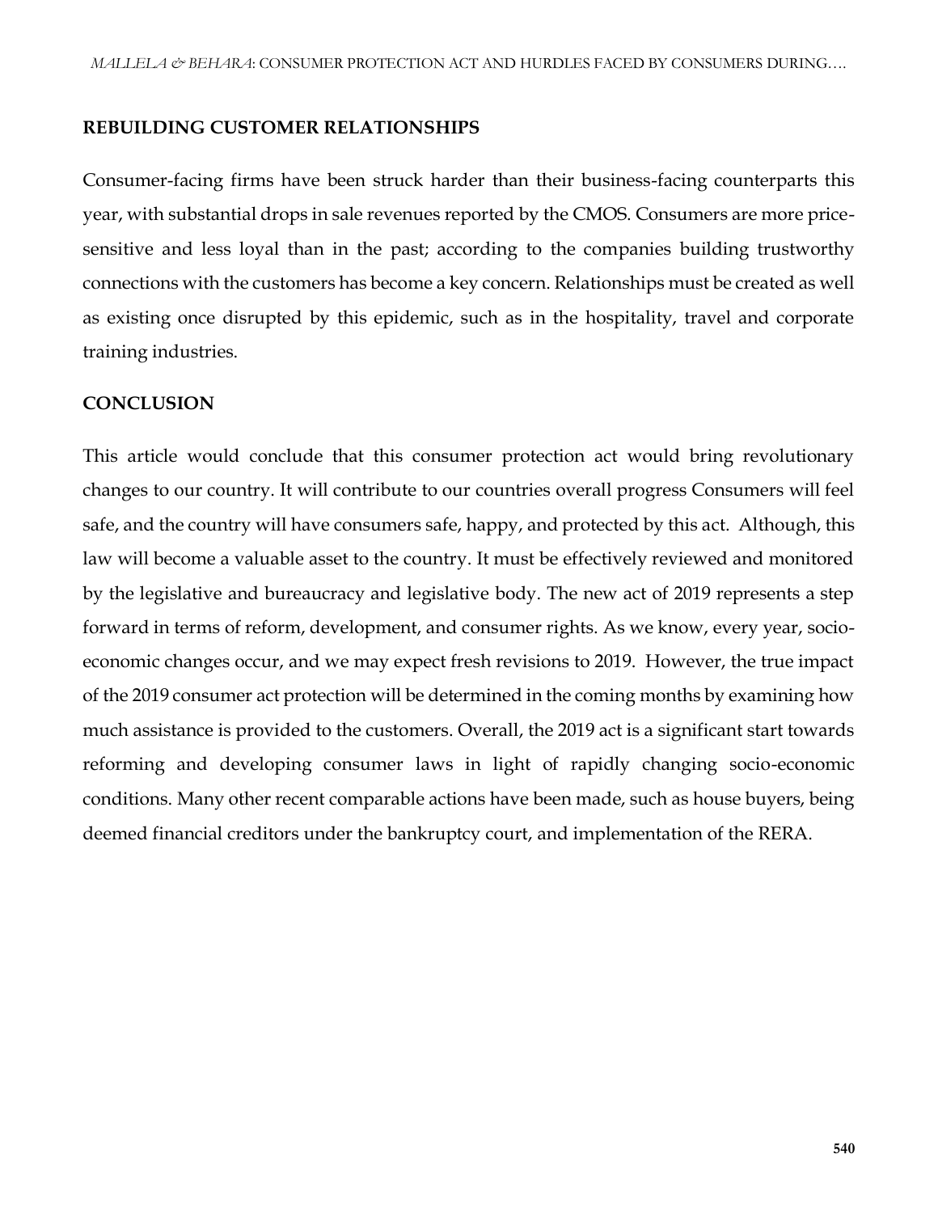## REBUILDING CUSTOMER RELATIONSHIPS

Consumer-facing firms have been struck harder than their business-facing counterparts this year, with substantial drops in sale revenues reported by the CMOS. Consumers are more price-sensitive and less loyal than in the past; according to the companies building trustworthy connections with the customers has become a key concern. Relationships must be created as well as existing once disrupted by this epidemic, such as in the hospitality, travel and corporate training industries.

## CONCLUSION

This article would conclude that this consumer protection act would bring revolutionary changes to our country. It will contribute to our countries overall progress Consumers will feel safe, and the country will have consumers safe, happy, and protected by this act.  Although, this law will become a valuable asset to the country. It must be effectively reviewed and monitored by the legislative and bureaucracy and legislative body. The new act of 2019 represents a step forward in terms of reform, development, and consumer rights. As we know, every year, socio-economic changes occur, and we may expect fresh revisions to 2019.  However, the true impact of the 2019 consumer act protection will be determined in the coming months by examining how much assistance is provided to the customers. Overall, the 2019 act is a significant start towards reforming and developing consumer laws in light of rapidly changing socio-economic conditions. Many other recent comparable actions have been made, such as house buyers, being deemed financial creditors under the bankruptcy court, and implementation of the RERA.